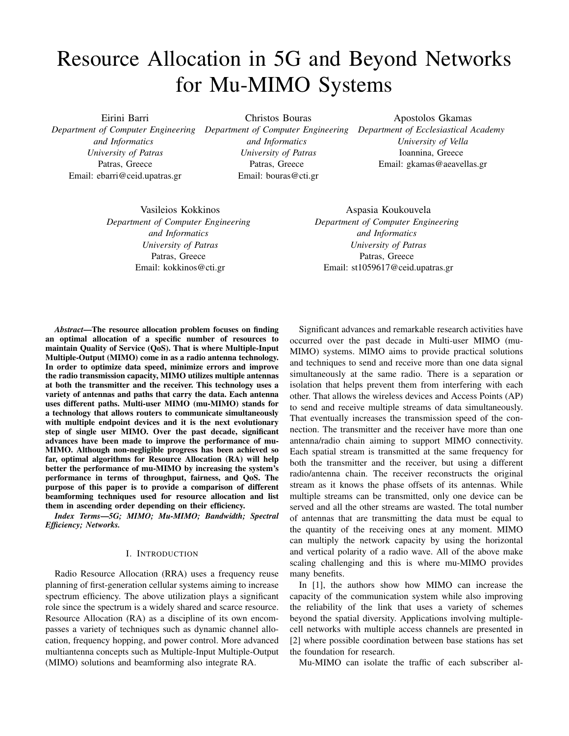# Resource Allocation in 5G and Beyond Networks for Mu-MIMO Systems

Eirini Barri
*Department of Computer Engineering and Informatics*
*University of Patras*
Patras, Greece
Email: ebarri@ceid.upatras.gr

Christos Bouras
*Department of Computer Engineering and Informatics*
*University of Patras*
Patras, Greece
Email: bouras@cti.gr

Apostolos Gkamas
*Department of Ecclesiastical Academy*
*University of Vella*
Ioannina, Greece
Email: gkamas@aeavellas.gr

Vasileios Kokkinos
*Department of Computer Engineering and Informatics*
*University of Patras*
Patras, Greece
Email: kokkinos@cti.gr

Aspasia Koukouvela
*Department of Computer Engineering and Informatics*
*University of Patras*
Patras, Greece
Email: st1059617@ceid.upatras.gr

***Abstract*—The resource allocation problem focuses on finding an optimal allocation of a specific number of resources to maintain Quality of Service (QoS). That is where Multiple-Input Multiple-Output (MIMO) come in as a radio antenna technology. In order to optimize data speed, minimize errors and improve the radio transmission capacity, MIMO utilizes multiple antennas at both the transmitter and the receiver. This technology uses a variety of antennas and paths that carry the data. Each antenna uses different paths. Multi-user MIMO (mu-MIMO) stands for a technology that allows routers to communicate simultaneously with multiple endpoint devices and it is the next evolutionary step of single user MIMO. Over the past decade, significant advances have been made to improve the performance of mu-MIMO. Although non-negligible progress has been achieved so far, optimal algorithms for Resource Allocation (RA) will help better the performance of mu-MIMO by increasing the system's performance in terms of throughput, fairness, and QoS. The purpose of this paper is to provide a comparison of different beamforming techniques used for resource allocation and list them in ascending order depending on their efficiency.**

***Index Terms*—5G; MIMO; Mu-MIMO; Bandwidth; Spectral Efficiency; Networks.**

## I. Introduction

Radio Resource Allocation (RRA) uses a frequency reuse planning of first-generation cellular systems aiming to increase spectrum efficiency. The above utilization plays a significant role since the spectrum is a widely shared and scarce resource. Resource Allocation (RA) as a discipline of its own encompasses a variety of techniques such as dynamic channel allocation, frequency hopping, and power control. More advanced multiantenna concepts such as Multiple-Input Multiple-Output (MIMO) solutions and beamforming also integrate RA.

Significant advances and remarkable research activities have occurred over the past decade in Multi-user MIMO (mu-MIMO) systems. MIMO aims to provide practical solutions and techniques to send and receive more than one data signal simultaneously at the same radio. There is a separation or isolation that helps prevent them from interfering with each other. That allows the wireless devices and Access Points (AP) to send and receive multiple streams of data simultaneously. That eventually increases the transmission speed of the connection. The transmitter and the receiver have more than one antenna/radio chain aiming to support MIMO connectivity. Each spatial stream is transmitted at the same frequency for both the transmitter and the receiver, but using a different radio/antenna chain. The receiver reconstructs the original stream as it knows the phase offsets of its antennas. While multiple streams can be transmitted, only one device can be served and all the other streams are wasted. The total number of antennas that are transmitting the data must be equal to the quantity of the receiving ones at any moment. MIMO can multiply the network capacity by using the horizontal and vertical polarity of a radio wave. All of the above make scaling challenging and this is where mu-MIMO provides many benefits.

In [1], the authors show how MIMO can increase the capacity of the communication system while also improving the reliability of the link that uses a variety of schemes beyond the spatial diversity. Applications involving multiple-cell networks with multiple access channels are presented in [2] where possible coordination between base stations has set the foundation for research.

Mu-MIMO can isolate the traffic of each subscriber al-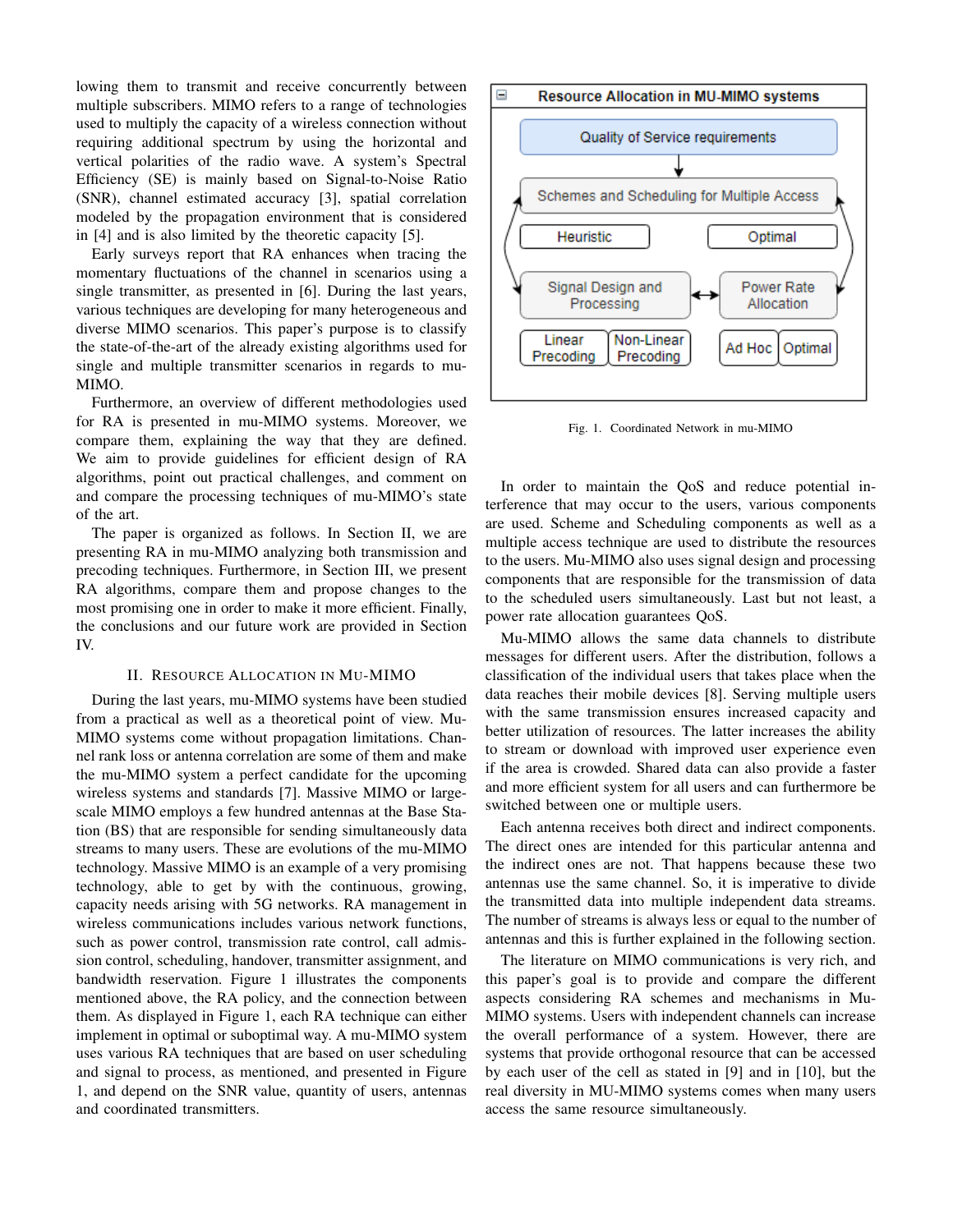lowing them to transmit and receive concurrently between multiple subscribers. MIMO refers to a range of technologies used to multiply the capacity of a wireless connection without requiring additional spectrum by using the horizontal and vertical polarities of the radio wave. A system's Spectral Efficiency (SE) is mainly based on Signal-to-Noise Ratio (SNR), channel estimated accuracy [3], spatial correlation modeled by the propagation environment that is considered in [4] and is also limited by the theoretic capacity [5].

Early surveys report that RA enhances when tracing the momentary fluctuations of the channel in scenarios using a single transmitter, as presented in [6]. During the last years, various techniques are developing for many heterogeneous and diverse MIMO scenarios. This paper's purpose is to classify the state-of-the-art of the already existing algorithms used for single and multiple transmitter scenarios in regards to mu-MIMO.

Furthermore, an overview of different methodologies used for RA is presented in mu-MIMO systems. Moreover, we compare them, explaining the way that they are defined. We aim to provide guidelines for efficient design of RA algorithms, point out practical challenges, and comment on and compare the processing techniques of mu-MIMO's state of the art.

The paper is organized as follows. In Section II, we are presenting RA in mu-MIMO analyzing both transmission and precoding techniques. Furthermore, in Section III, we present RA algorithms, compare them and propose changes to the most promising one in order to make it more efficient. Finally, the conclusions and our future work are provided in Section IV.

## II. Resource Allocation in Mu-MIMO

During the last years, mu-MIMO systems have been studied from a practical as well as a theoretical point of view. Mu-MIMO systems come without propagation limitations. Channel rank loss or antenna correlation are some of them and make the mu-MIMO system a perfect candidate for the upcoming wireless systems and standards [7]. Massive MIMO or large-scale MIMO employs a few hundred antennas at the Base Station (BS) that are responsible for sending simultaneously data streams to many users. These are evolutions of the mu-MIMO technology. Massive MIMO is an example of a very promising technology, able to get by with the continuous, growing, capacity needs arising with 5G networks. RA management in wireless communications includes various network functions, such as power control, transmission rate control, call admission control, scheduling, handover, transmitter assignment, and bandwidth reservation. Figure 1 illustrates the components mentioned above, the RA policy, and the connection between them. As displayed in Figure 1, each RA technique can either implement in optimal or suboptimal way. A mu-MIMO system uses various RA techniques that are based on user scheduling and signal to process, as mentioned, and presented in Figure 1, and depend on the SNR value, quantity of users, antennas and coordinated transmitters.

Resource Allocation in MU-MIMO systems

Quality of Service requirements

Schemes and Scheduling for Multiple Access

Heuristic | Optimal

Signal Design and Processing | Power Rate Allocation

Linear Precoding | Non-Linear Precoding | Ad Hoc | Optimal

Fig. 1. Coordinated Network in mu-MIMO

In order to maintain the QoS and reduce potential interference that may occur to the users, various components are used. Scheme and Scheduling components as well as a multiple access technique are used to distribute the resources to the users. Mu-MIMO also uses signal design and processing components that are responsible for the transmission of data to the scheduled users simultaneously. Last but not least, a power rate allocation guarantees QoS.

Mu-MIMO allows the same data channels to distribute messages for different users. After the distribution, follows a classification of the individual users that takes place when the data reaches their mobile devices [8]. Serving multiple users with the same transmission ensures increased capacity and better utilization of resources. The latter increases the ability to stream or download with improved user experience even if the area is crowded. Shared data can also provide a faster and more efficient system for all users and can furthermore be switched between one or multiple users.

Each antenna receives both direct and indirect components. The direct ones are intended for this particular antenna and the indirect ones are not. That happens because these two antennas use the same channel. So, it is imperative to divide the transmitted data into multiple independent data streams. The number of streams is always less or equal to the number of antennas and this is further explained in the following section.

The literature on MIMO communications is very rich, and this paper's goal is to provide and compare the different aspects considering RA schemes and mechanisms in Mu-MIMO systems. Users with independent channels can increase the overall performance of a system. However, there are systems that provide orthogonal resource that can be accessed by each user of the cell as stated in [9] and in [10], but the real diversity in MU-MIMO systems comes when many users access the same resource simultaneously.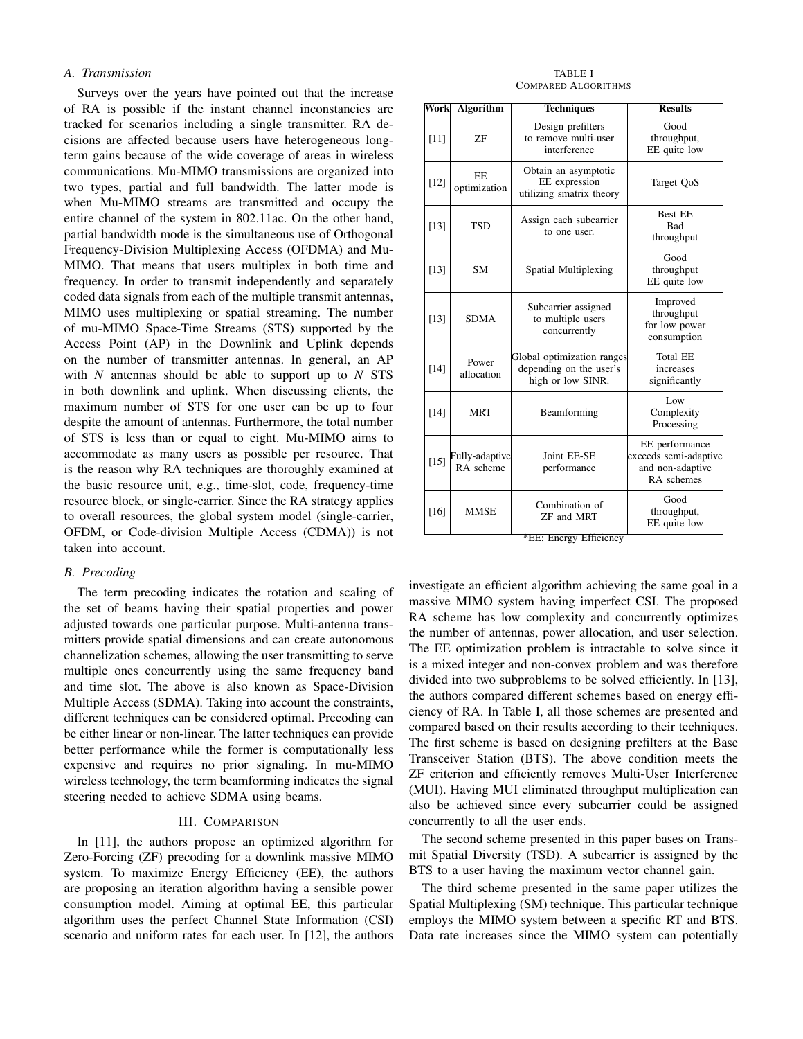### A. Transmission

Surveys over the years have pointed out that the increase of RA is possible if the instant channel inconstancies are tracked for scenarios including a single transmitter. RA decisions are affected because users have heterogeneous long-term gains because of the wide coverage of areas in wireless communications. Mu-MIMO transmissions are organized into two types, partial and full bandwidth. The latter mode is when Mu-MIMO streams are transmitted and occupy the entire channel of the system in 802.11ac. On the other hand, partial bandwidth mode is the simultaneous use of Orthogonal Frequency-Division Multiplexing Access (OFDMA) and Mu-MIMO. That means that users multiplex in both time and frequency. In order to transmit independently and separately coded data signals from each of the multiple transmit antennas, MIMO uses multiplexing or spatial streaming. The number of mu-MIMO Space-Time Streams (STS) supported by the Access Point (AP) in the Downlink and Uplink depends on the number of transmitter antennas. In general, an AP with $N$ antennas should be able to support up to $N$ STS in both downlink and uplink. When discussing clients, the maximum number of STS for one user can be up to four despite the amount of antennas. Furthermore, the total number of STS is less than or equal to eight. Mu-MIMO aims to accommodate as many users as possible per resource. That is the reason why RA techniques are thoroughly examined at the basic resource unit, e.g., time-slot, code, frequency-time resource block, or single-carrier. Since the RA strategy applies to overall resources, the global system model (single-carrier, OFDM, or Code-division Multiple Access (CDMA)) is not taken into account.

### B. Precoding

The term precoding indicates the rotation and scaling of the set of beams having their spatial properties and power adjusted towards one particular purpose. Multi-antenna transmitters provide spatial dimensions and can create autonomous channelization schemes, allowing the user transmitting to serve multiple ones concurrently using the same frequency band and time slot. The above is also known as Space-Division Multiple Access (SDMA). Taking into account the constraints, different techniques can be considered optimal. Precoding can be either linear or non-linear. The latter techniques can provide better performance while the former is computationally less expensive and requires no prior signaling. In mu-MIMO wireless technology, the term beamforming indicates the signal steering needed to achieve SDMA using beams.

## III. Comparison

TABLE I
COMPARED ALGORITHMS

| Work | Algorithm | Techniques | Results |
|---|---|---|---|
| [11] | ZF | Design prefilters to remove multi-user interference | Good throughput, EE quite low |
| [12] | EE optimization | Obtain an asymptotic EE expression utilizing smatrix theory | Target QoS |
| [13] | TSD | Assign each subcarrier to one user. | Best EE Bad throughput |
| [13] | SM | Spatial Multiplexing | Good throughput EE quite low |
| [13] | SDMA | Subcarrier assigned to multiple users concurrently | Improved throughput for low power consumption |
| [14] | Power allocation | Global optimization ranges depending on the user's high or low SINR. | Total EE increases significantly |
| [14] | MRT | Beamforming | Low Complexity Processing |
| [15] | Fully-adaptive RA scheme | Joint EE-SE performance | EE performance exceeds semi-adaptive and non-adaptive RA schemes |
| [16] | MMSE | Combination of ZF and MRT | Good throughput, EE quite low |

*EE: Energy Efficiency

In [11], the authors propose an optimized algorithm for Zero-Forcing (ZF) precoding for a downlink massive MIMO system. To maximize Energy Efficiency (EE), the authors are proposing an iteration algorithm having a sensible power consumption model. Aiming at optimal EE, this particular algorithm uses the perfect Channel State Information (CSI) scenario and uniform rates for each user. In [12], the authors investigate an efficient algorithm achieving the same goal in a massive MIMO system having imperfect CSI. The proposed RA scheme has low complexity and concurrently optimizes the number of antennas, power allocation, and user selection. The EE optimization problem is intractable to solve since it is a mixed integer and non-convex problem and was therefore divided into two subproblems to be solved efficiently. In [13], the authors compared different schemes based on energy efficiency of RA. In Table I, all those schemes are presented and compared based on their results according to their techniques. The first scheme is based on designing prefilters at the Base Transceiver Station (BTS). The above condition meets the ZF criterion and efficiently removes Multi-User Interference (MUI). Having MUI eliminated throughput multiplication can also be achieved since every subcarrier could be assigned concurrently to all the user ends.

The second scheme presented in this paper bases on Transmit Spatial Diversity (TSD). A subcarrier is assigned by the BTS to a user having the maximum vector channel gain.

The third scheme presented in the same paper utilizes the Spatial Multiplexing (SM) technique. This particular technique employs the MIMO system between a specific RT and BTS. Data rate increases since the MIMO system can potentially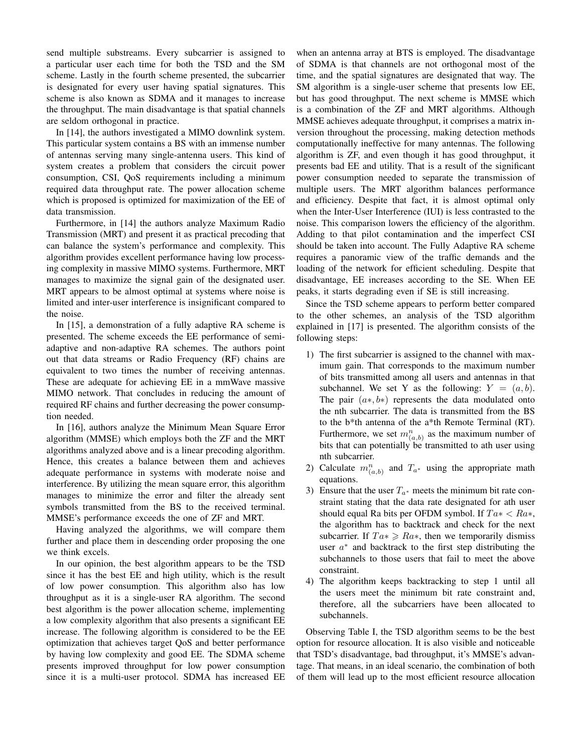send multiple substreams. Every subcarrier is assigned to a particular user each time for both the TSD and the SM scheme. Lastly in the fourth scheme presented, the subcarrier is designated for every user having spatial signatures. This scheme is also known as SDMA and it manages to increase the throughput. The main disadvantage is that spatial channels are seldom orthogonal in practice.

In [14], the authors investigated a MIMO downlink system. This particular system contains a BS with an immense number of antennas serving many single-antenna users. This kind of system creates a problem that considers the circuit power consumption, CSI, QoS requirements including a minimum required data throughput rate. The power allocation scheme which is proposed is optimized for maximization of the EE of data transmission.

Furthermore, in [14] the authors analyze Maximum Radio Transmission (MRT) and present it as practical precoding that can balance the system's performance and complexity. This algorithm provides excellent performance having low processing complexity in massive MIMO systems. Furthermore, MRT manages to maximize the signal gain of the designated user. MRT appears to be almost optimal at systems where noise is limited and inter-user interference is insignificant compared to the noise.

In [15], a demonstration of a fully adaptive RA scheme is presented. The scheme exceeds the EE performance of semi-adaptive and non-adaptive RA schemes. The authors point out that data streams or Radio Frequency (RF) chains are equivalent to two times the number of receiving antennas. These are adequate for achieving EE in a mmWave massive MIMO network. That concludes in reducing the amount of required RF chains and further decreasing the power consumption needed.

In [16], authors analyze the Minimum Mean Square Error algorithm (MMSE) which employs both the ZF and the MRT algorithms analyzed above and is a linear precoding algorithm. Hence, this creates a balance between them and achieves adequate performance in systems with moderate noise and interference. By utilizing the mean square error, this algorithm manages to minimize the error and filter the already sent symbols transmitted from the BS to the received terminal. MMSE's performance exceeds the one of ZF and MRT.

Having analyzed the algorithms, we will compare them further and place them in descending order proposing the one we think excels.

In our opinion, the best algorithm appears to be the TSD since it has the best EE and high utility, which is the result of low power consumption. This algorithm also has low throughput as it is a single-user RA algorithm. The second best algorithm is the power allocation scheme, implementing a low complexity algorithm that also presents a significant EE increase. The following algorithm is considered to be the EE optimization that achieves target QoS and better performance by having low complexity and good EE. The SDMA scheme presents improved throughput for low power consumption since it is a multi-user protocol. SDMA has increased EE when an antenna array at BTS is employed. The disadvantage of SDMA is that channels are not orthogonal most of the time, and the spatial signatures are designated that way. The SM algorithm is a single-user scheme that presents low EE, but has good throughput. The next scheme is MMSE which is a combination of the ZF and MRT algorithms. Although MMSE achieves adequate throughput, it comprises a matrix inversion throughout the processing, making detection methods computationally ineffective for many antennas. The following algorithm is ZF, and even though it has good throughput, it presents bad EE and utility. That is a result of the significant power consumption needed to separate the transmission of multiple users. The MRT algorithm balances performance and efficiency. Despite that fact, it is almost optimal only when the Inter-User Interference (IUI) is less contrasted to the noise. This comparison lowers the efficiency of the algorithm. Adding to that pilot contamination and the imperfect CSI should be taken into account. The Fully Adaptive RA scheme requires a panoramic view of the traffic demands and the loading of the network for efficient scheduling. Despite that disadvantage, EE increases according to the SE. When EE peaks, it starts degrading even if SE is still increasing.

Since the TSD scheme appears to perform better compared to the other schemes, an analysis of the TSD algorithm explained in [17] is presented. The algorithm consists of the following steps:

1) The first subcarrier is assigned to the channel with maximum gain. That corresponds to the maximum number of bits transmitted among all users and antennas in that subchannel. We set Y as the following: $Y = (a, b)$. The pair $(a*, b*)$ represents the data modulated onto the nth subcarrier. The data is transmitted from the BS to the b*th antenna of the a*th Remote Terminal (RT). Furthermore, we set $m^n_{(a,b)}$ as the maximum number of bits that can potentially be transmitted to ath user using nth subcarrier.
2) Calculate $m^n_{(a,b)}$ and $T_{a^*}$ using the appropriate math equations.
3) Ensure that the user $T_{a^*}$ meets the minimum bit rate constraint stating that the data rate designated for ath user should equal Ra bits per OFDM symbol. If $Ta* < Ra*$, the algorithm has to backtrack and check for the next subcarrier. If $Ta* \geqslant Ra*$, then we temporarily dismiss user $a^*$ and backtrack to the first step distributing the subchannels to those users that fail to meet the above constraint.
4) The algorithm keeps backtracking to step 1 until all the users meet the minimum bit rate constraint and, therefore, all the subcarriers have been allocated to subchannels.

Observing Table I, the TSD algorithm seems to be the best option for resource allocation. It is also visible and noticeable that TSD's disadvantage, bad throughput, it's MMSE's advantage. That means, in an ideal scenario, the combination of both of them will lead up to the most efficient resource allocation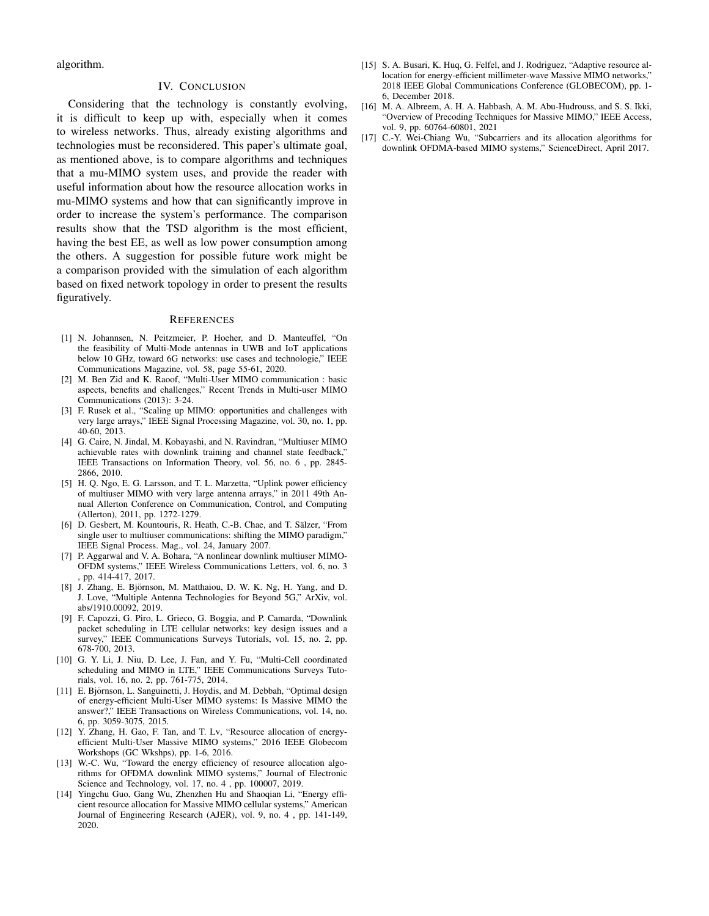algorithm.

## IV. Conclusion

Considering that the technology is constantly evolving, it is difficult to keep up with, especially when it comes to wireless networks. Thus, already existing algorithms and technologies must be reconsidered. This paper's ultimate goal, as mentioned above, is to compare algorithms and techniques that a mu-MIMO system uses, and provide the reader with useful information about how the resource allocation works in mu-MIMO systems and how that can significantly improve in order to increase the system's performance. The comparison results show that the TSD algorithm is the most efficient, having the best EE, as well as low power consumption among the others. A suggestion for possible future work might be a comparison provided with the simulation of each algorithm based on fixed network topology in order to present the results figuratively.

## References

[1] N. Johannsen, N. Peitzmeier, P. Hoeher, and D. Manteuffel, "On the feasibility of Multi-Mode antennas in UWB and IoT applications below 10 GHz, toward 6G networks: use cases and technologie," IEEE Communications Magazine, vol. 58, page 55-61, 2020.

[2] M. Ben Zid and K. Raoof, "Multi-User MIMO communication : basic aspects, benefits and challenges," Recent Trends in Multi-user MIMO Communications (2013): 3-24.

[3] F. Rusek et al., "Scaling up MIMO: opportunities and challenges with very large arrays," IEEE Signal Processing Magazine, vol. 30, no. 1, pp. 40-60, 2013.

[4] G. Caire, N. Jindal, M. Kobayashi, and N. Ravindran, "Multiuser MIMO achievable rates with downlink training and channel state feedback," IEEE Transactions on Information Theory, vol. 56, no. 6 , pp. 2845-2866, 2010.

[5] H. Q. Ngo, E. G. Larsson, and T. L. Marzetta, "Uplink power efficiency of multiuser MIMO with very large antenna arrays," in 2011 49th Annual Allerton Conference on Communication, Control, and Computing (Allerton), 2011, pp. 1272-1279.

[6] D. Gesbert, M. Kountouris, R. Heath, C.-B. Chae, and T. Sälzer, "From single user to multiuser communications: shifting the MIMO paradigm," IEEE Signal Process. Mag., vol. 24, January 2007.

[7] P. Aggarwal and V. A. Bohara, "A nonlinear downlink multiuser MIMO-OFDM systems," IEEE Wireless Communications Letters, vol. 6, no. 3 , pp. 414-417, 2017.

[8] J. Zhang, E. Björnson, M. Matthaiou, D. W. K. Ng, H. Yang, and D. J. Love, "Multiple Antenna Technologies for Beyond 5G," ArXiv, vol. abs/1910.00092, 2019.

[9] F. Capozzi, G. Piro, L. Grieco, G. Boggia, and P. Camarda, "Downlink packet scheduling in LTE cellular networks: key design issues and a survey," IEEE Communications Surveys Tutorials, vol. 15, no. 2, pp. 678-700, 2013.

[10] G. Y. Li, J. Niu, D. Lee, J. Fan, and Y. Fu, "Multi-Cell coordinated scheduling and MIMO in LTE," IEEE Communications Surveys Tutorials, vol. 16, no. 2, pp. 761-775, 2014.

[11] E. Björnson, L. Sanguinetti, J. Hoydis, and M. Debbah, "Optimal design of energy-efficient Multi-User MIMO systems: Is Massive MIMO the answer?," IEEE Transactions on Wireless Communications, vol. 14, no. 6, pp. 3059-3075, 2015.

[12] Y. Zhang, H. Gao, F. Tan, and T. Lv, "Resource allocation of energy-efficient Multi-User Massive MIMO systems," 2016 IEEE Globecom Workshops (GC Wkshps), pp. 1-6, 2016.

[13] W.-C. Wu, "Toward the energy efficiency of resource allocation algorithms for OFDMA downlink MIMO systems," Journal of Electronic Science and Technology, vol. 17, no. 4 , pp. 100007, 2019.

[14] Yingchu Guo, Gang Wu, Zhenzhen Hu and Shaoqian Li, "Energy efficient resource allocation for Massive MIMO cellular systems," American Journal of Engineering Research (AJER), vol. 9, no. 4 , pp. 141-149, 2020.

[15] S. A. Busari, K. Huq, G. Felfel, and J. Rodriguez, "Adaptive resource allocation for energy-efficient millimeter-wave Massive MIMO networks," 2018 IEEE Global Communications Conference (GLOBECOM), pp. 1-6, December 2018.

[16] M. A. Albreem, A. H. A. Habbash, A. M. Abu-Hudrouss, and S. S. Ikki, "Overview of Precoding Techniques for Massive MIMO," IEEE Access, vol. 9, pp. 60764-60801, 2021

[17] C.-Y. Wei-Chiang Wu, "Subcarriers and its allocation algorithms for downlink OFDMA-based MIMO systems," ScienceDirect, April 2017.